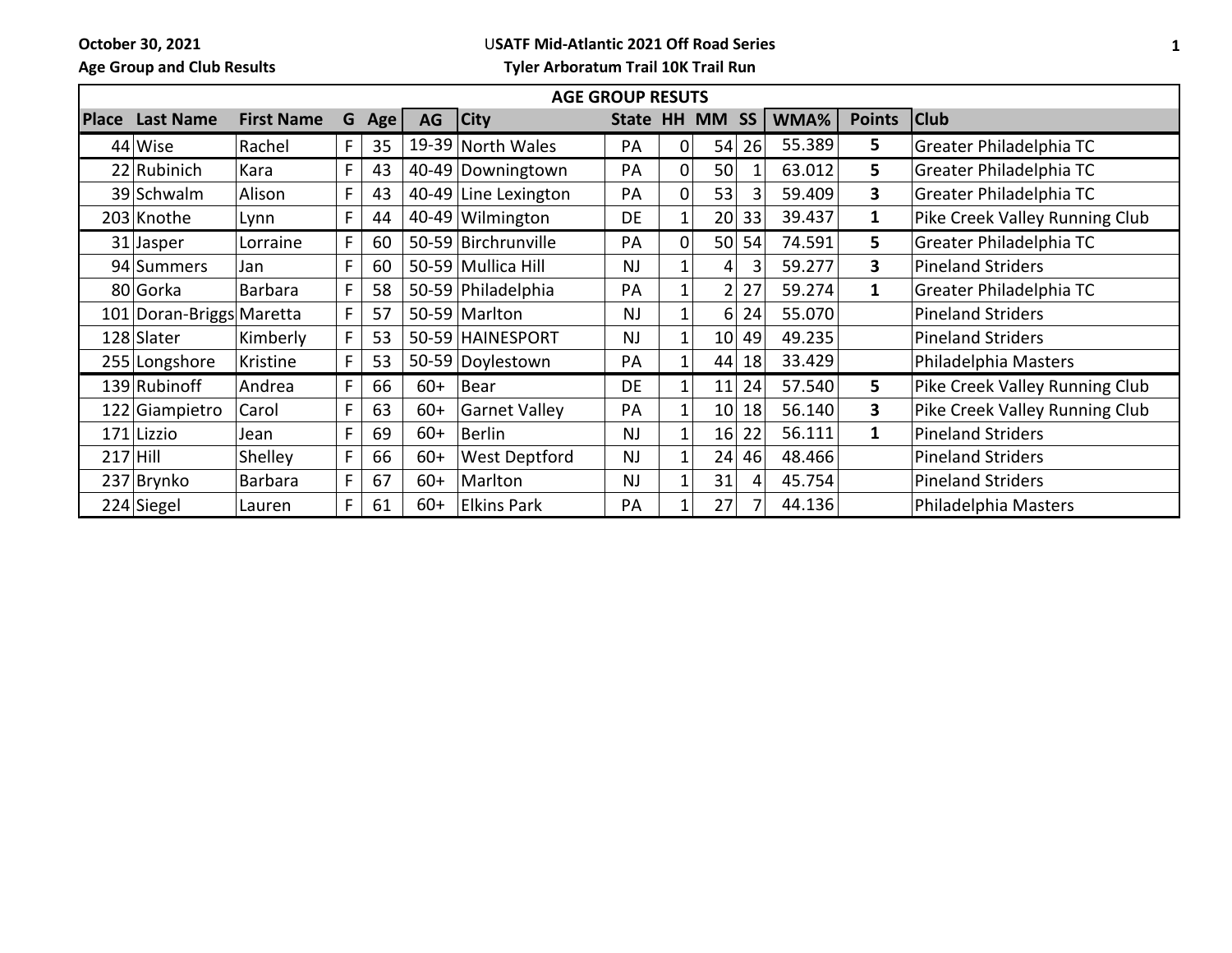October 30, 2021

Age Group and Club Results

**USATF Mid-Atlantic 2021 Off Road Series**

**Tyler Arboratum Trail 10K Trail Run**

| AGE GROUP RESUTS | | | | | | | | | | | | | | |
|---|---|---|---|---|---|---|---|---|---|---|---|---|---|---|
| Place | Last Name | First Name | G | Age | AG | City | State | HH | MM | SS | WMA% | Points | Club |
| 44 | Wise | Rachel | F | 35 | 19-39 | North Wales | PA | 0 | 54 | 26 | 55.389 | 5 | Greater Philadelphia TC |
| 22 | Rubinich | Kara | F | 43 | 40-49 | Downingtown | PA | 0 | 50 | 1 | 63.012 | 5 | Greater Philadelphia TC |
| 39 | Schwalm | Alison | F | 43 | 40-49 | Line Lexington | PA | 0 | 53 | 3 | 59.409 | 3 | Greater Philadelphia TC |
| 203 | Knothe | Lynn | F | 44 | 40-49 | Wilmington | DE | 1 | 20 | 33 | 39.437 | 1 | Pike Creek Valley Running Club |
| 31 | Jasper | Lorraine | F | 60 | 50-59 | Birchrunville | PA | 0 | 50 | 54 | 74.591 | 5 | Greater Philadelphia TC |
| 94 | Summers | Jan | F | 60 | 50-59 | Mullica Hill | NJ | 1 | 4 | 3 | 59.277 | 3 | Pineland Striders |
| 80 | Gorka | Barbara | F | 58 | 50-59 | Philadelphia | PA | 1 | 2 | 27 | 59.274 | 1 | Greater Philadelphia TC |
| 101 | Doran-Briggs | Maretta | F | 57 | 50-59 | Marlton | NJ | 1 | 6 | 24 | 55.070 | | Pineland Striders |
| 128 | Slater | Kimberly | F | 53 | 50-59 | HAINESPORT | NJ | 1 | 10 | 49 | 49.235 | | Pineland Striders |
| 255 | Longshore | Kristine | F | 53 | 50-59 | Doylestown | PA | 1 | 44 | 18 | 33.429 | | Philadelphia Masters |
| 139 | Rubinoff | Andrea | F | 66 | 60+ | Bear | DE | 1 | 11 | 24 | 57.540 | 5 | Pike Creek Valley Running Club |
| 122 | Giampietro | Carol | F | 63 | 60+ | Garnet Valley | PA | 1 | 10 | 18 | 56.140 | 3 | Pike Creek Valley Running Club |
| 171 | Lizzio | Jean | F | 69 | 60+ | Berlin | NJ | 1 | 16 | 22 | 56.111 | 1 | Pineland Striders |
| 217 | Hill | Shelley | F | 66 | 60+ | West Deptford | NJ | 1 | 24 | 46 | 48.466 | | Pineland Striders |
| 237 | Brynko | Barbara | F | 67 | 60+ | Marlton | NJ | 1 | 31 | 4 | 45.754 | | Pineland Striders |
| 224 | Siegel | Lauren | F | 61 | 60+ | Elkins Park | PA | 1 | 27 | 7 | 44.136 | | Philadelphia Masters |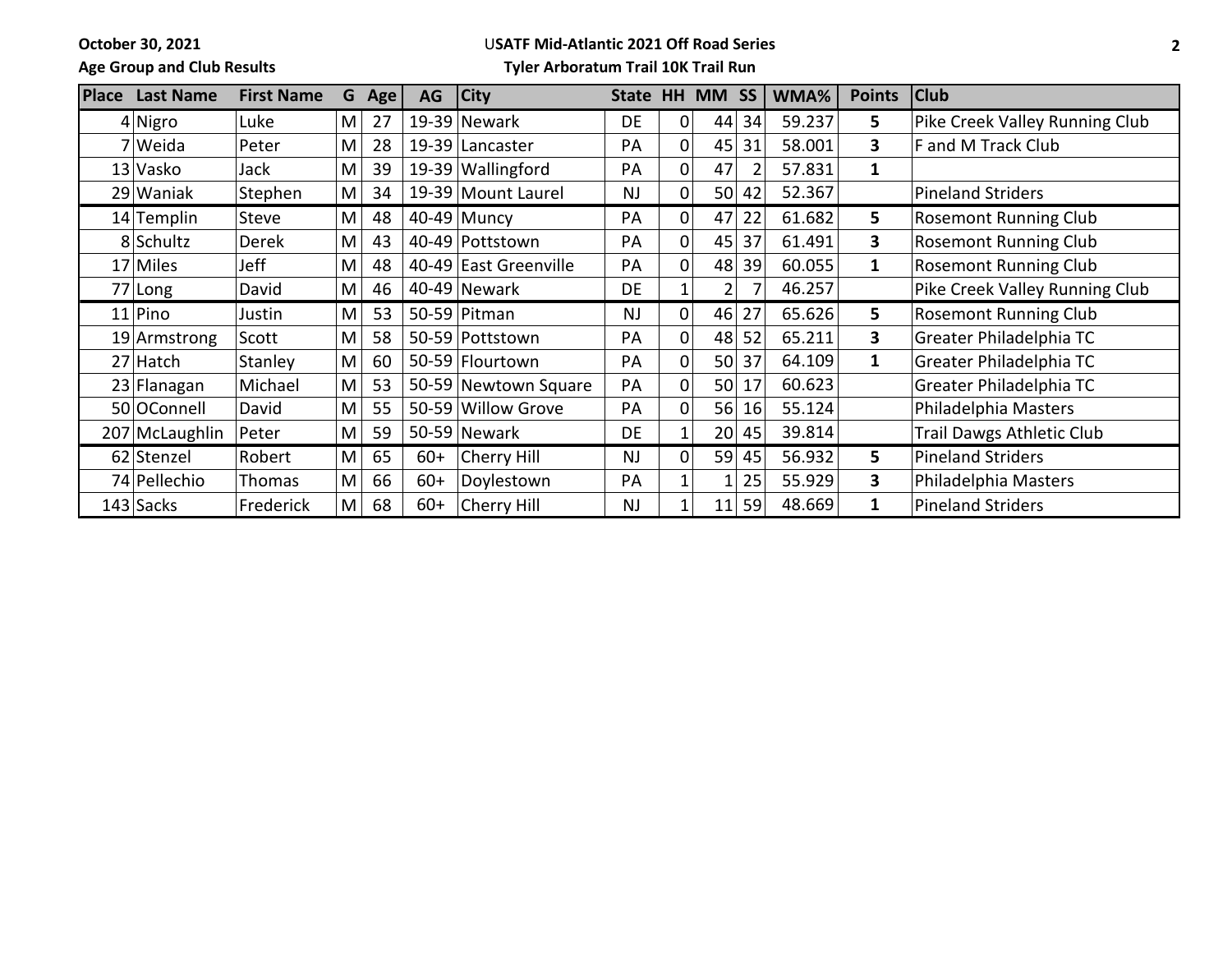**October 30, 2021** **USATF Mid-Atlantic 2021 Off Road Series**

**Age Group and Club Results** **Tyler Arboratum Trail 10K Trail Run**

| Place | Last Name | First Name | G | Age | AG | City | State | HH | MM | SS | WMA% | Points | Club |
|---|---|---|---|---|---|---|---|---|---|---|---|---|---|
| 4 | Nigro | Luke | M | 27 | 19-39 | Newark | DE | 0 | 44 | 34 | 59.237 | **5** | Pike Creek Valley Running Club |
| 7 | Weida | Peter | M | 28 | 19-39 | Lancaster | PA | 0 | 45 | 31 | 58.001 | **3** | F and M Track Club |
| 13 | Vasko | Jack | M | 39 | 19-39 | Wallingford | PA | 0 | 47 | 2 | 57.831 | **1** | |
| 29 | Waniak | Stephen | M | 34 | 19-39 | Mount Laurel | NJ | 0 | 50 | 42 | 52.367 | | Pineland Striders |
| 14 | Templin | Steve | M | 48 | 40-49 | Muncy | PA | 0 | 47 | 22 | 61.682 | **5** | Rosemont Running Club |
| 8 | Schultz | Derek | M | 43 | 40-49 | Pottstown | PA | 0 | 45 | 37 | 61.491 | **3** | Rosemont Running Club |
| 17 | Miles | Jeff | M | 48 | 40-49 | East Greenville | PA | 0 | 48 | 39 | 60.055 | **1** | Rosemont Running Club |
| 77 | Long | David | M | 46 | 40-49 | Newark | DE | 1 | 2 | 7 | 46.257 | | Pike Creek Valley Running Club |
| 11 | Pino | Justin | M | 53 | 50-59 | Pitman | NJ | 0 | 46 | 27 | 65.626 | **5** | Rosemont Running Club |
| 19 | Armstrong | Scott | M | 58 | 50-59 | Pottstown | PA | 0 | 48 | 52 | 65.211 | **3** | Greater Philadelphia TC |
| 27 | Hatch | Stanley | M | 60 | 50-59 | Flourtown | PA | 0 | 50 | 37 | 64.109 | **1** | Greater Philadelphia TC |
| 23 | Flanagan | Michael | M | 53 | 50-59 | Newtown Square | PA | 0 | 50 | 17 | 60.623 | | Greater Philadelphia TC |
| 50 | OConnell | David | M | 55 | 50-59 | Willow Grove | PA | 0 | 56 | 16 | 55.124 | | Philadelphia Masters |
| 207 | McLaughlin | Peter | M | 59 | 50-59 | Newark | DE | 1 | 20 | 45 | 39.814 | | Trail Dawgs Athletic Club |
| 62 | Stenzel | Robert | M | 65 | 60+ | Cherry Hill | NJ | 0 | 59 | 45 | 56.932 | **5** | Pineland Striders |
| 74 | Pellechio | Thomas | M | 66 | 60+ | Doylestown | PA | 1 | 1 | 25 | 55.929 | **3** | Philadelphia Masters |
| 143 | Sacks | Frederick | M | 68 | 60+ | Cherry Hill | NJ | 1 | 11 | 59 | 48.669 | **1** | Pineland Striders |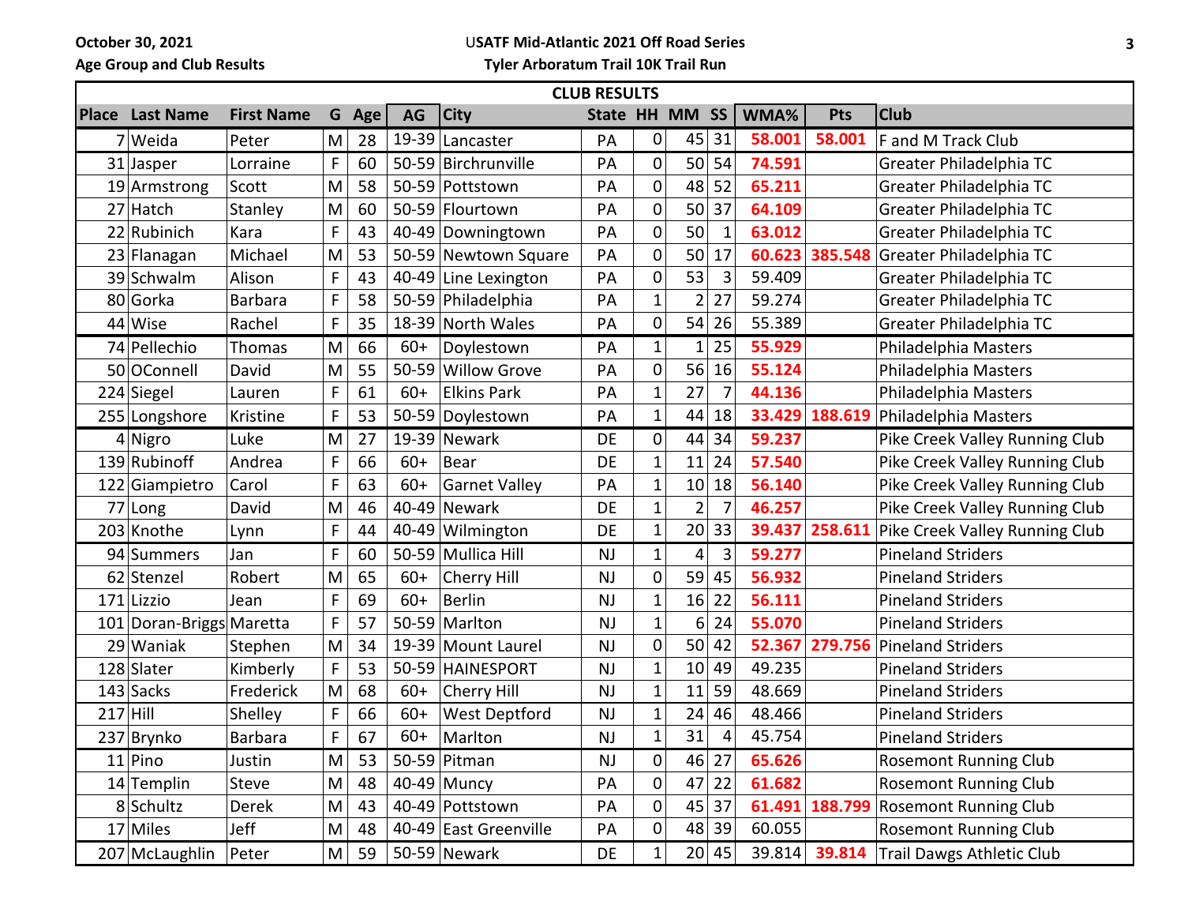October 30, 2021

Age Group and Club Results

USATF Mid-Atlantic 2021 Off Road Series

Tyler Arboratum Trail 10K Trail Run

| CLUB RESULTS | | | | | | | | | | | | | |
|---|---|---|---|---|---|---|---|---|---|---|---|---|---|
| Place | Last Name | First Name | G | Age | AG | City | State | HH | MM | SS | WMA% | Pts | Club |
| 7 | Weida | Peter | M | 28 | 19-39 | Lancaster | PA | 0 | 45 | 31 | 58.001 | 58.001 | F and M Track Club |
| 31 | Jasper | Lorraine | F | 60 | 50-59 | Birchrunville | PA | 0 | 50 | 54 | 74.591 | | Greater Philadelphia TC |
| 19 | Armstrong | Scott | M | 58 | 50-59 | Pottstown | PA | 0 | 48 | 52 | 65.211 | | Greater Philadelphia TC |
| 27 | Hatch | Stanley | M | 60 | 50-59 | Flourtown | PA | 0 | 50 | 37 | 64.109 | | Greater Philadelphia TC |
| 22 | Rubinich | Kara | F | 43 | 40-49 | Downingtown | PA | 0 | 50 | 1 | 63.012 | | Greater Philadelphia TC |
| 23 | Flanagan | Michael | M | 53 | 50-59 | Newtown Square | PA | 0 | 50 | 17 | 60.623 | 385.548 | Greater Philadelphia TC |
| 39 | Schwalm | Alison | F | 43 | 40-49 | Line Lexington | PA | 0 | 53 | 3 | 59.409 | | Greater Philadelphia TC |
| 80 | Gorka | Barbara | F | 58 | 50-59 | Philadelphia | PA | 1 | 2 | 27 | 59.274 | | Greater Philadelphia TC |
| 44 | Wise | Rachel | F | 35 | 18-39 | North Wales | PA | 0 | 54 | 26 | 55.389 | | Greater Philadelphia TC |
| 74 | Pellechio | Thomas | M | 66 | 60+ | Doylestown | PA | 1 | 1 | 25 | 55.929 | | Philadelphia Masters |
| 50 | OConnell | David | M | 55 | 50-59 | Willow Grove | PA | 0 | 56 | 16 | 55.124 | | Philadelphia Masters |
| 224 | Siegel | Lauren | F | 61 | 60+ | Elkins Park | PA | 1 | 27 | 7 | 44.136 | | Philadelphia Masters |
| 255 | Longshore | Kristine | F | 53 | 50-59 | Doylestown | PA | 1 | 44 | 18 | 33.429 | 188.619 | Philadelphia Masters |
| 4 | Nigro | Luke | M | 27 | 19-39 | Newark | DE | 0 | 44 | 34 | 59.237 | | Pike Creek Valley Running Club |
| 139 | Rubinoff | Andrea | F | 66 | 60+ | Bear | DE | 1 | 11 | 24 | 57.540 | | Pike Creek Valley Running Club |
| 122 | Giampietro | Carol | F | 63 | 60+ | Garnet Valley | PA | 1 | 10 | 18 | 56.140 | | Pike Creek Valley Running Club |
| 77 | Long | David | M | 46 | 40-49 | Newark | DE | 1 | 2 | 7 | 46.257 | | Pike Creek Valley Running Club |
| 203 | Knothe | Lynn | F | 44 | 40-49 | Wilmington | DE | 1 | 20 | 33 | 39.437 | 258.611 | Pike Creek Valley Running Club |
| 94 | Summers | Jan | F | 60 | 50-59 | Mullica Hill | NJ | 1 | 4 | 3 | 59.277 | | Pineland Striders |
| 62 | Stenzel | Robert | M | 65 | 60+ | Cherry Hill | NJ | 0 | 59 | 45 | 56.932 | | Pineland Striders |
| 171 | Lizzio | Jean | F | 69 | 60+ | Berlin | NJ | 1 | 16 | 22 | 56.111 | | Pineland Striders |
| 101 | Doran-Briggs | Maretta | F | 57 | 50-59 | Marlton | NJ | 1 | 6 | 24 | 55.070 | | Pineland Striders |
| 29 | Waniak | Stephen | M | 34 | 19-39 | Mount Laurel | NJ | 0 | 50 | 42 | 52.367 | 279.756 | Pineland Striders |
| 128 | Slater | Kimberly | F | 53 | 50-59 | HAINESPORT | NJ | 1 | 10 | 49 | 49.235 | | Pineland Striders |
| 143 | Sacks | Frederick | M | 68 | 60+ | Cherry Hill | NJ | 1 | 11 | 59 | 48.669 | | Pineland Striders |
| 217 | Hill | Shelley | F | 66 | 60+ | West Deptford | NJ | 1 | 24 | 46 | 48.466 | | Pineland Striders |
| 237 | Brynko | Barbara | F | 67 | 60+ | Marlton | NJ | 1 | 31 | 4 | 45.754 | | Pineland Striders |
| 11 | Pino | Justin | M | 53 | 50-59 | Pitman | NJ | 0 | 46 | 27 | 65.626 | | Rosemont Running Club |
| 14 | Templin | Steve | M | 48 | 40-49 | Muncy | PA | 0 | 47 | 22 | 61.682 | | Rosemont Running Club |
| 8 | Schultz | Derek | M | 43 | 40-49 | Pottstown | PA | 0 | 45 | 37 | 61.491 | 188.799 | Rosemont Running Club |
| 17 | Miles | Jeff | M | 48 | 40-49 | East Greenville | PA | 0 | 48 | 39 | 60.055 | | Rosemont Running Club |
| 207 | McLaughlin | Peter | M | 59 | 50-59 | Newark | DE | 1 | 20 | 45 | 39.814 | 39.814 | Trail Dawgs Athletic Club |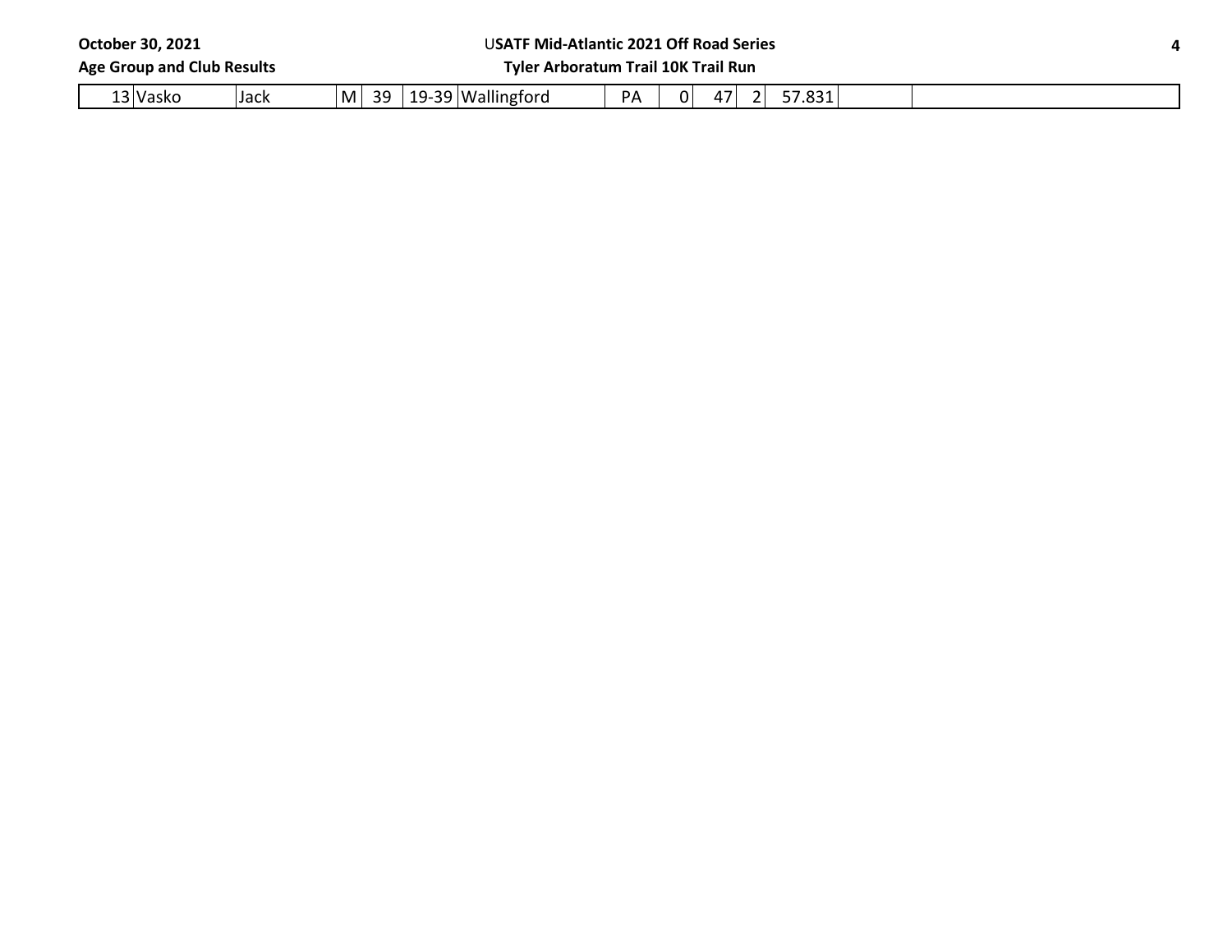| | | | | | | | | | | | | | |
|---|---|---|---|---|---|---|---|---|---|---|---|---|---|
| 13 | Vasko | Jack | M | 39 | 19-39 | Wallingford | PA | 0 | 47 | 2 | 57.831 | | |